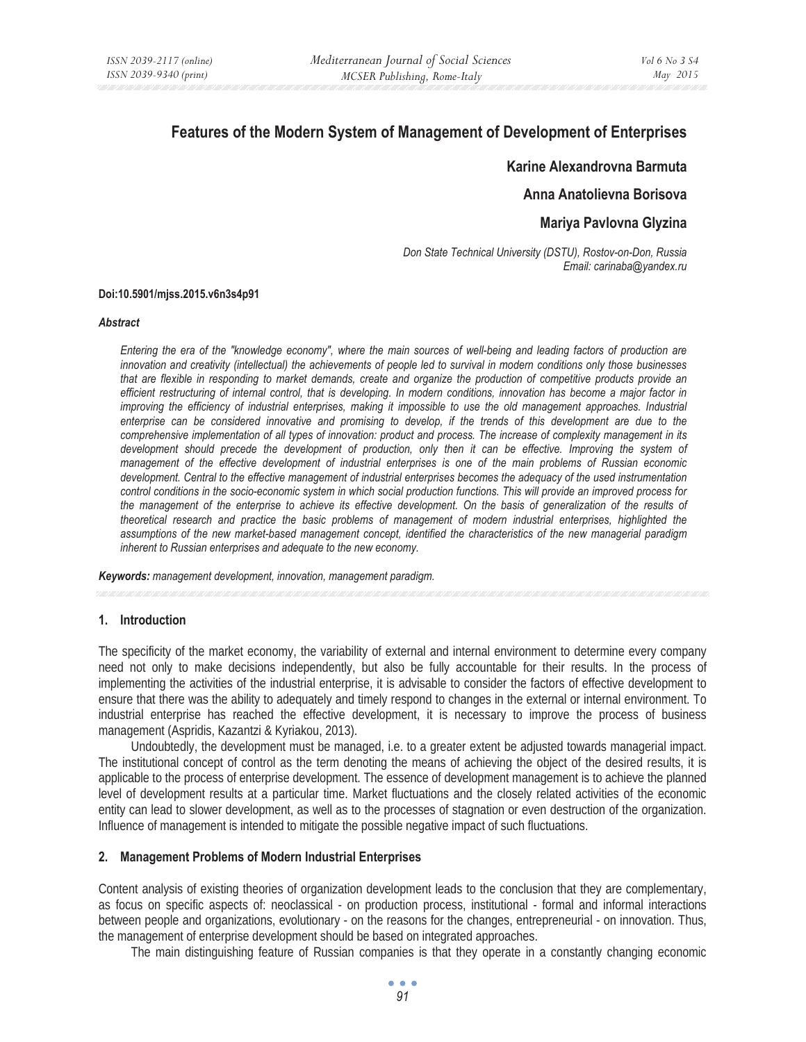# Features of the Modern System of Management of Development of Enterprises

**Karine Alexandrovna Barmuta**

**Anna Anatolievna Borisova**

**Mariya Pavlovna Glyzina**

*Don State Technical University (DSTU), Rostov-on-Don, Russia*
*Email: carinaba@yandex.ru*

**Doi:10.5901/mjss.2015.v6n3s4p91**

***Abstract***

*Entering the era of the "knowledge economy", where the main sources of well-being and leading factors of production are innovation and creativity (intellectual) the achievements of people led to survival in modern conditions only those businesses that are flexible in responding to market demands, create and organize the production of competitive products provide an efficient restructuring of internal control, that is developing. In modern conditions, innovation has become a major factor in improving the efficiency of industrial enterprises, making it impossible to use the old management approaches. Industrial enterprise can be considered innovative and promising to develop, if the trends of this development are due to the comprehensive implementation of all types of innovation: product and process. The increase of complexity management in its development should precede the development of production, only then it can be effective. Improving the system of management of the effective development of industrial enterprises is one of the main problems of Russian economic development. Central to the effective management of industrial enterprises becomes the adequacy of the used instrumentation control conditions in the socio-economic system in which social production functions. This will provide an improved process for the management of the enterprise to achieve its effective development. On the basis of generalization of the results of theoretical research and practice the basic problems of management of modern industrial enterprises, highlighted the assumptions of the new market-based management concept, identified the characteristics of the new managerial paradigm inherent to Russian enterprises and adequate to the new economy.*

***Keywords:*** *management development, innovation, management paradigm.*

## 1. Introduction

The specificity of the market economy, the variability of external and internal environment to determine every company need not only to make decisions independently, but also be fully accountable for their results. In the process of implementing the activities of the industrial enterprise, it is advisable to consider the factors of effective development to ensure that there was the ability to adequately and timely respond to changes in the external or internal environment. To industrial enterprise has reached the effective development, it is necessary to improve the process of business management (Aspridis, Kazantzi & Kyriakou, 2013).

Undoubtedly, the development must be managed, i.e. to a greater extent be adjusted towards managerial impact. The institutional concept of control as the term denoting the means of achieving the object of the desired results, it is applicable to the process of enterprise development. The essence of development management is to achieve the planned level of development results at a particular time. Market fluctuations and the closely related activities of the economic entity can lead to slower development, as well as to the processes of stagnation or even destruction of the organization. Influence of management is intended to mitigate the possible negative impact of such fluctuations.

## 2. Management Problems of Modern Industrial Enterprises

Content analysis of existing theories of organization development leads to the conclusion that they are complementary, as focus on specific aspects of: neoclassical - on production process, institutional - formal and informal interactions between people and organizations, evolutionary - on the reasons for the changes, entrepreneurial - on innovation. Thus, the management of enterprise development should be based on integrated approaches.

The main distinguishing feature of Russian companies is that they operate in a constantly changing economic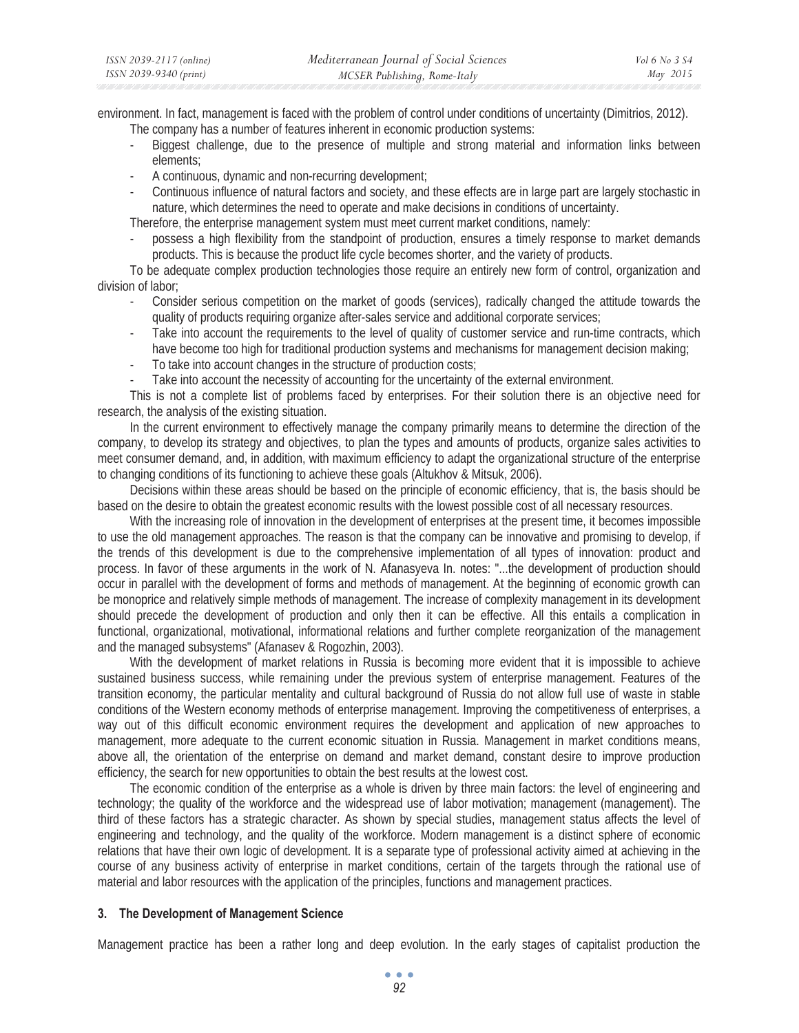environment. In fact, management is faced with the problem of control under conditions of uncertainty (Dimitrios, 2012).

The company has a number of features inherent in economic production systems:

- Biggest challenge, due to the presence of multiple and strong material and information links between elements;
- A continuous, dynamic and non-recurring development;
- Continuous influence of natural factors and society, and these effects are in large part are largely stochastic in nature, which determines the need to operate and make decisions in conditions of uncertainty.

Therefore, the enterprise management system must meet current market conditions, namely:

- possess a high flexibility from the standpoint of production, ensures a timely response to market demands products. This is because the product life cycle becomes shorter, and the variety of products.

To be adequate complex production technologies those require an entirely new form of control, organization and division of labor;

- Consider serious competition on the market of goods (services), radically changed the attitude towards the quality of products requiring organize after-sales service and additional corporate services;
- Take into account the requirements to the level of quality of customer service and run-time contracts, which have become too high for traditional production systems and mechanisms for management decision making;
- To take into account changes in the structure of production costs;
- Take into account the necessity of accounting for the uncertainty of the external environment.

This is not a complete list of problems faced by enterprises. For their solution there is an objective need for research, the analysis of the existing situation.

In the current environment to effectively manage the company primarily means to determine the direction of the company, to develop its strategy and objectives, to plan the types and amounts of products, organize sales activities to meet consumer demand, and, in addition, with maximum efficiency to adapt the organizational structure of the enterprise to changing conditions of its functioning to achieve these goals (Altukhov & Mitsuk, 2006).

Decisions within these areas should be based on the principle of economic efficiency, that is, the basis should be based on the desire to obtain the greatest economic results with the lowest possible cost of all necessary resources.

With the increasing role of innovation in the development of enterprises at the present time, it becomes impossible to use the old management approaches. The reason is that the company can be innovative and promising to develop, if the trends of this development is due to the comprehensive implementation of all types of innovation: product and process. In favor of these arguments in the work of N. Afanasyeva In. notes: "...the development of production should occur in parallel with the development of forms and methods of management. At the beginning of economic growth can be monoprice and relatively simple methods of management. The increase of complexity management in its development should precede the development of production and only then it can be effective. All this entails a complication in functional, organizational, motivational, informational relations and further complete reorganization of the management and the managed subsystems" (Afanasev & Rogozhin, 2003).

With the development of market relations in Russia is becoming more evident that it is impossible to achieve sustained business success, while remaining under the previous system of enterprise management. Features of the transition economy, the particular mentality and cultural background of Russia do not allow full use of waste in stable conditions of the Western economy methods of enterprise management. Improving the competitiveness of enterprises, a way out of this difficult economic environment requires the development and application of new approaches to management, more adequate to the current economic situation in Russia. Management in market conditions means, above all, the orientation of the enterprise on demand and market demand, constant desire to improve production efficiency, the search for new opportunities to obtain the best results at the lowest cost.

The economic condition of the enterprise as a whole is driven by three main factors: the level of engineering and technology; the quality of the workforce and the widespread use of labor motivation; management (management). The third of these factors has a strategic character. As shown by special studies, management status affects the level of engineering and technology, and the quality of the workforce. Modern management is a distinct sphere of economic relations that have their own logic of development. It is a separate type of professional activity aimed at achieving in the course of any business activity of enterprise in market conditions, certain of the targets through the rational use of material and labor resources with the application of the principles, functions and management practices.

## 3. The Development of Management Science

Management practice has been a rather long and deep evolution. In the early stages of capitalist production the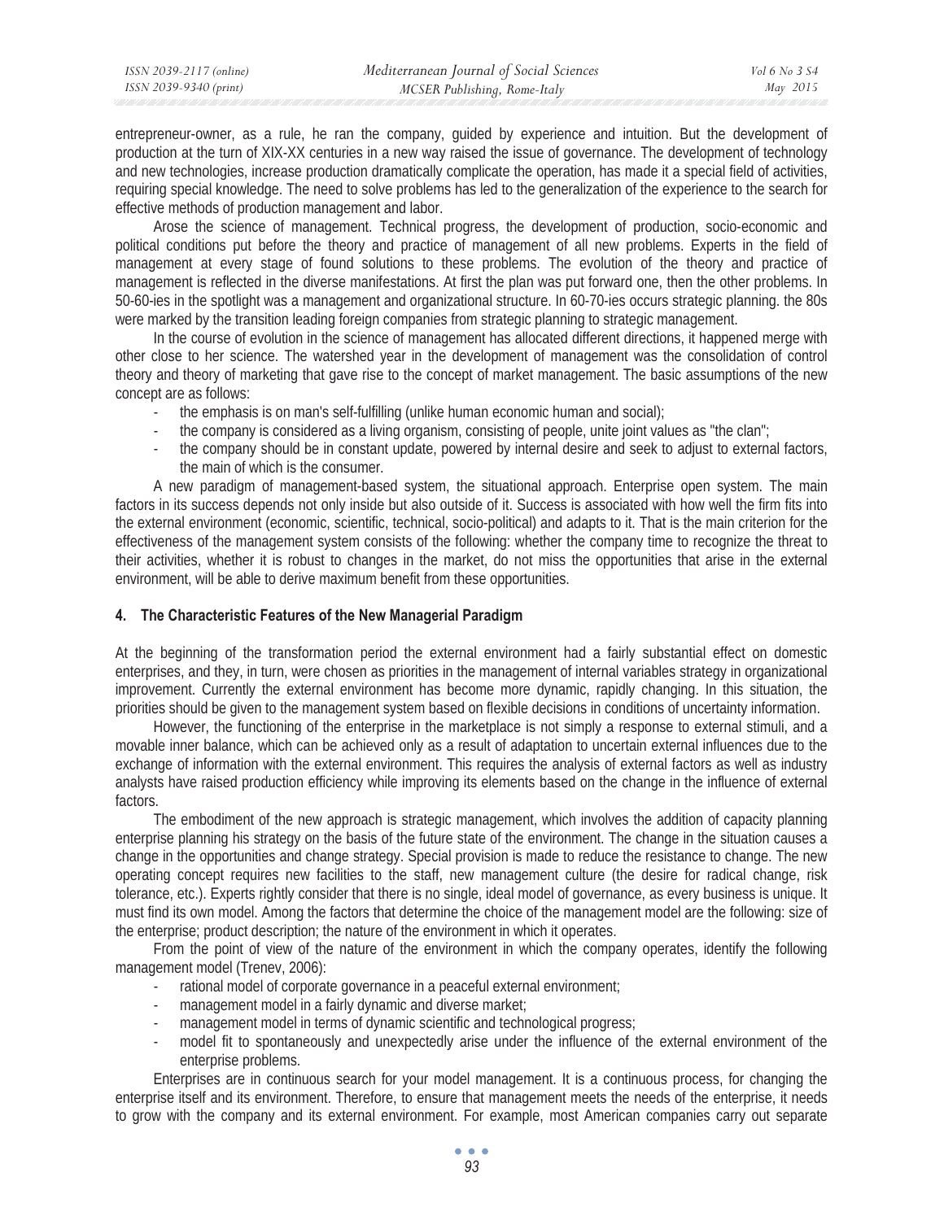entrepreneur-owner, as a rule, he ran the company, guided by experience and intuition. But the development of production at the turn of XIX-XX centuries in a new way raised the issue of governance. The development of technology and new technologies, increase production dramatically complicate the operation, has made it a special field of activities, requiring special knowledge. The need to solve problems has led to the generalization of the experience to the search for effective methods of production management and labor.

Arose the science of management. Technical progress, the development of production, socio-economic and political conditions put before the theory and practice of management of all new problems. Experts in the field of management at every stage of found solutions to these problems. The evolution of the theory and practice of management is reflected in the diverse manifestations. At first the plan was put forward one, then the other problems. In 50-60-ies in the spotlight was a management and organizational structure. In 60-70-ies occurs strategic planning. the 80s were marked by the transition leading foreign companies from strategic planning to strategic management.

In the course of evolution in the science of management has allocated different directions, it happened merge with other close to her science. The watershed year in the development of management was the consolidation of control theory and theory of marketing that gave rise to the concept of market management. The basic assumptions of the new concept are as follows:

- the emphasis is on man's self-fulfilling (unlike human economic human and social);
- the company is considered as a living organism, consisting of people, unite joint values as "the clan";
- the company should be in constant update, powered by internal desire and seek to adjust to external factors, the main of which is the consumer.

A new paradigm of management-based system, the situational approach. Enterprise open system. The main factors in its success depends not only inside but also outside of it. Success is associated with how well the firm fits into the external environment (economic, scientific, technical, socio-political) and adapts to it. That is the main criterion for the effectiveness of the management system consists of the following: whether the company time to recognize the threat to their activities, whether it is robust to changes in the market, do not miss the opportunities that arise in the external environment, will be able to derive maximum benefit from these opportunities.

## 4. The Characteristic Features of the New Managerial Paradigm

At the beginning of the transformation period the external environment had a fairly substantial effect on domestic enterprises, and they, in turn, were chosen as priorities in the management of internal variables strategy in organizational improvement. Currently the external environment has become more dynamic, rapidly changing. In this situation, the priorities should be given to the management system based on flexible decisions in conditions of uncertainty information.

However, the functioning of the enterprise in the marketplace is not simply a response to external stimuli, and a movable inner balance, which can be achieved only as a result of adaptation to uncertain external influences due to the exchange of information with the external environment. This requires the analysis of external factors as well as industry analysts have raised production efficiency while improving its elements based on the change in the influence of external factors.

The embodiment of the new approach is strategic management, which involves the addition of capacity planning enterprise planning his strategy on the basis of the future state of the environment. The change in the situation causes a change in the opportunities and change strategy. Special provision is made to reduce the resistance to change. The new operating concept requires new facilities to the staff, new management culture (the desire for radical change, risk tolerance, etc.). Experts rightly consider that there is no single, ideal model of governance, as every business is unique. It must find its own model. Among the factors that determine the choice of the management model are the following: size of the enterprise; product description; the nature of the environment in which it operates.

From the point of view of the nature of the environment in which the company operates, identify the following management model (Trenev, 2006):

- rational model of corporate governance in a peaceful external environment;
- management model in a fairly dynamic and diverse market;
- management model in terms of dynamic scientific and technological progress;
- model fit to spontaneously and unexpectedly arise under the influence of the external environment of the enterprise problems.

Enterprises are in continuous search for your model management. It is a continuous process, for changing the enterprise itself and its environment. Therefore, to ensure that management meets the needs of the enterprise, it needs to grow with the company and its external environment. For example, most American companies carry out separate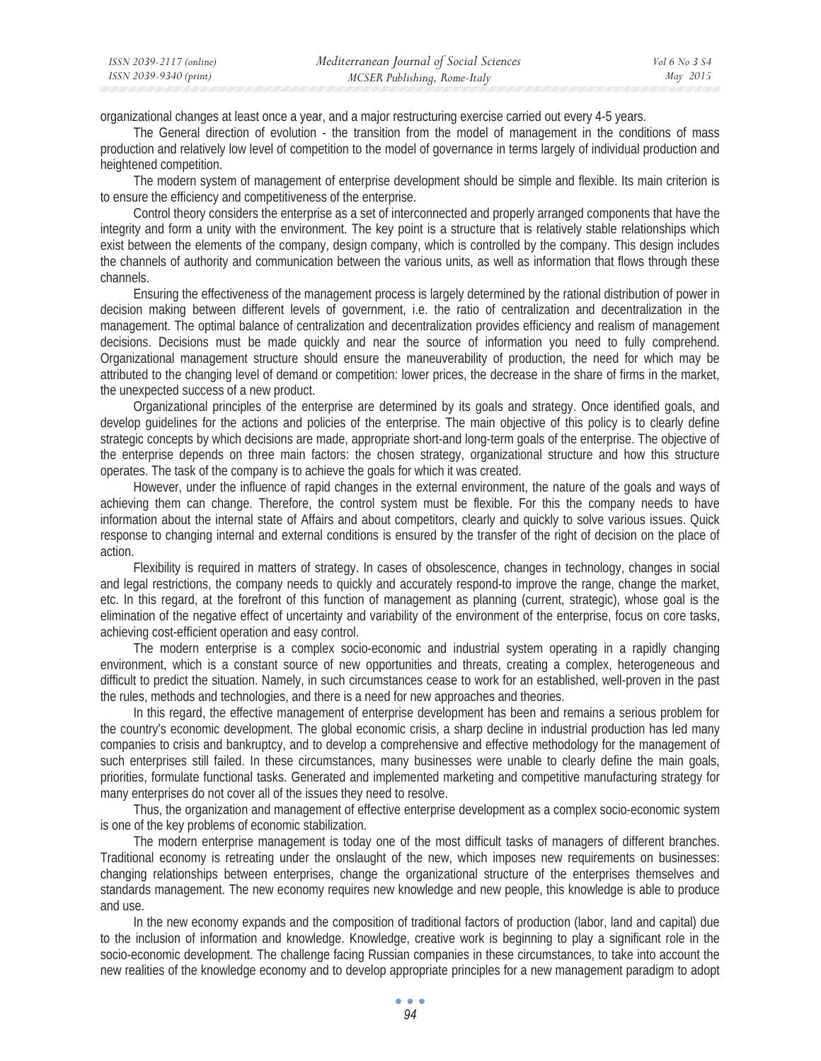organizational changes at least once a year, and a major restructuring exercise carried out every 4-5 years.

The General direction of evolution - the transition from the model of management in the conditions of mass production and relatively low level of competition to the model of governance in terms largely of individual production and heightened competition.

The modern system of management of enterprise development should be simple and flexible. Its main criterion is to ensure the efficiency and competitiveness of the enterprise.

Control theory considers the enterprise as a set of interconnected and properly arranged components that have the integrity and form a unity with the environment. The key point is a structure that is relatively stable relationships which exist between the elements of the company, design company, which is controlled by the company. This design includes the channels of authority and communication between the various units, as well as information that flows through these channels.

Ensuring the effectiveness of the management process is largely determined by the rational distribution of power in decision making between different levels of government, i.e. the ratio of centralization and decentralization in the management. The optimal balance of centralization and decentralization provides efficiency and realism of management decisions. Decisions must be made quickly and near the source of information you need to fully comprehend. Organizational management structure should ensure the maneuverability of production, the need for which may be attributed to the changing level of demand or competition: lower prices, the decrease in the share of firms in the market, the unexpected success of a new product.

Organizational principles of the enterprise are determined by its goals and strategy. Once identified goals, and develop guidelines for the actions and policies of the enterprise. The main objective of this policy is to clearly define strategic concepts by which decisions are made, appropriate short-and long-term goals of the enterprise. The objective of the enterprise depends on three main factors: the chosen strategy, organizational structure and how this structure operates. The task of the company is to achieve the goals for which it was created.

However, under the influence of rapid changes in the external environment, the nature of the goals and ways of achieving them can change. Therefore, the control system must be flexible. For this the company needs to have information about the internal state of Affairs and about competitors, clearly and quickly to solve various issues. Quick response to changing internal and external conditions is ensured by the transfer of the right of decision on the place of action.

Flexibility is required in matters of strategy. In cases of obsolescence, changes in technology, changes in social and legal restrictions, the company needs to quickly and accurately respond-to improve the range, change the market, etc. In this regard, at the forefront of this function of management as planning (current, strategic), whose goal is the elimination of the negative effect of uncertainty and variability of the environment of the enterprise, focus on core tasks, achieving cost-efficient operation and easy control.

The modern enterprise is a complex socio-economic and industrial system operating in a rapidly changing environment, which is a constant source of new opportunities and threats, creating a complex, heterogeneous and difficult to predict the situation. Namely, in such circumstances cease to work for an established, well-proven in the past the rules, methods and technologies, and there is a need for new approaches and theories.

In this regard, the effective management of enterprise development has been and remains a serious problem for the country's economic development. The global economic crisis, a sharp decline in industrial production has led many companies to crisis and bankruptcy, and to develop a comprehensive and effective methodology for the management of such enterprises still failed. In these circumstances, many businesses were unable to clearly define the main goals, priorities, formulate functional tasks. Generated and implemented marketing and competitive manufacturing strategy for many enterprises do not cover all of the issues they need to resolve.

Thus, the organization and management of effective enterprise development as a complex socio-economic system is one of the key problems of economic stabilization.

The modern enterprise management is today one of the most difficult tasks of managers of different branches. Traditional economy is retreating under the onslaught of the new, which imposes new requirements on businesses: changing relationships between enterprises, change the organizational structure of the enterprises themselves and standards management. The new economy requires new knowledge and new people, this knowledge is able to produce and use.

In the new economy expands and the composition of traditional factors of production (labor, land and capital) due to the inclusion of information and knowledge. Knowledge, creative work is beginning to play a significant role in the socio-economic development. The challenge facing Russian companies in these circumstances, to take into account the new realities of the knowledge economy and to develop appropriate principles for a new management paradigm to adopt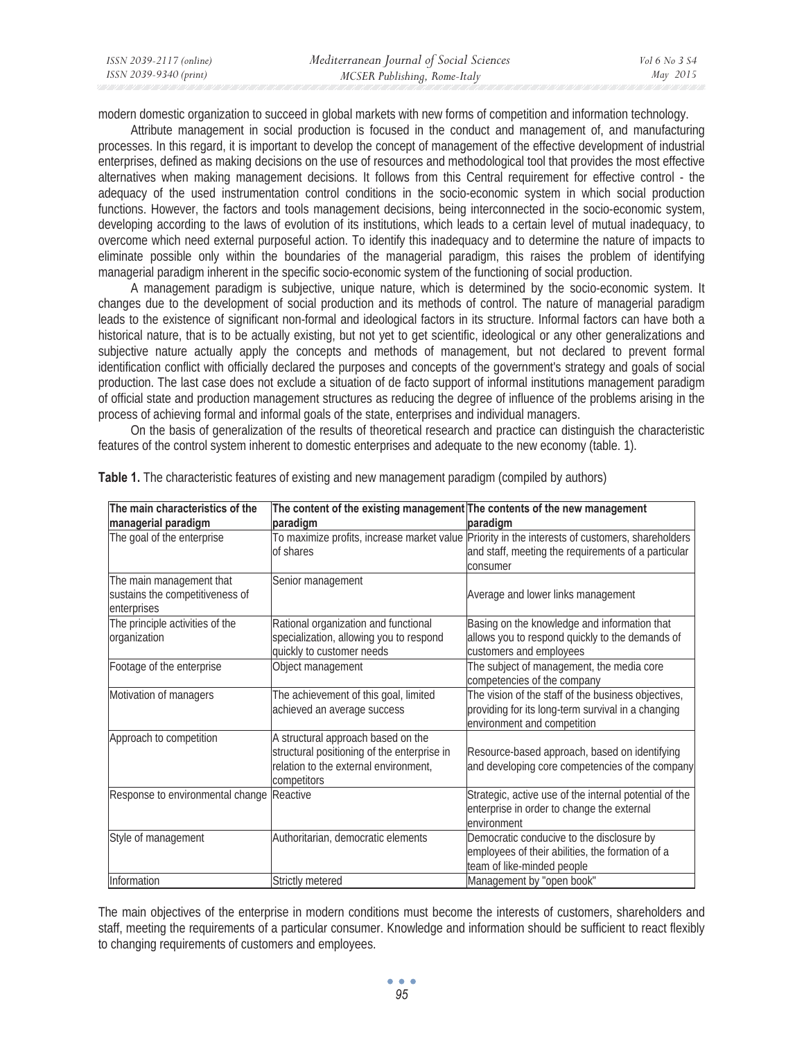modern domestic organization to succeed in global markets with new forms of competition and information technology.

Attribute management in social production is focused in the conduct and management of, and manufacturing processes. In this regard, it is important to develop the concept of management of the effective development of industrial enterprises, defined as making decisions on the use of resources and methodological tool that provides the most effective alternatives when making management decisions. It follows from this Central requirement for effective control - the adequacy of the used instrumentation control conditions in the socio-economic system in which social production functions. However, the factors and tools management decisions, being interconnected in the socio-economic system, developing according to the laws of evolution of its institutions, which leads to a certain level of mutual inadequacy, to overcome which need external purposeful action. To identify this inadequacy and to determine the nature of impacts to eliminate possible only within the boundaries of the managerial paradigm, this raises the problem of identifying managerial paradigm inherent in the specific socio-economic system of the functioning of social production.

A management paradigm is subjective, unique nature, which is determined by the socio-economic system. It changes due to the development of social production and its methods of control. The nature of managerial paradigm leads to the existence of significant non-formal and ideological factors in its structure. Informal factors can have both a historical nature, that is to be actually existing, but not yet to get scientific, ideological or any other generalizations and subjective nature actually apply the concepts and methods of management, but not declared to prevent formal identification conflict with officially declared the purposes and concepts of the government's strategy and goals of social production. The last case does not exclude a situation of de facto support of informal institutions management paradigm of official state and production management structures as reducing the degree of influence of the problems arising in the process of achieving formal and informal goals of the state, enterprises and individual managers.

On the basis of generalization of the results of theoretical research and practice can distinguish the characteristic features of the control system inherent to domestic enterprises and adequate to the new economy (table. 1).

**Table 1.** The characteristic features of existing and new management paradigm (compiled by authors)

| The main characteristics of the managerial paradigm | The content of the existing management paradigm | The contents of the new management paradigm |
|---|---|---|
| The goal of the enterprise | To maximize profits, increase market value of shares | Priority in the interests of customers, shareholders and staff, meeting the requirements of a particular consumer |
| The main management that sustains the competitiveness of enterprises | Senior management | Average and lower links management |
| The principle activities of the organization | Rational organization and functional specialization, allowing you to respond quickly to customer needs | Basing on the knowledge and information that allows you to respond quickly to the demands of customers and employees |
| Footage of the enterprise | Object management | The subject of management, the media core competencies of the company |
| Motivation of managers | The achievement of this goal, limited achieved an average success | The vision of the staff of the business objectives, providing for its long-term survival in a changing environment and competition |
| Approach to competition | A structural approach based on the structural positioning of the enterprise in relation to the external environment, competitors | Resource-based approach, based on identifying and developing core competencies of the company |
| Response to environmental change | Reactive | Strategic, active use of the internal potential of the enterprise in order to change the external environment |
| Style of management | Authoritarian, democratic elements | Democratic conducive to the disclosure by employees of their abilities, the formation of a team of like-minded people |
| Information | Strictly metered | Management by "open book" |

The main objectives of the enterprise in modern conditions must become the interests of customers, shareholders and staff, meeting the requirements of a particular consumer. Knowledge and information should be sufficient to react flexibly to changing requirements of customers and employees.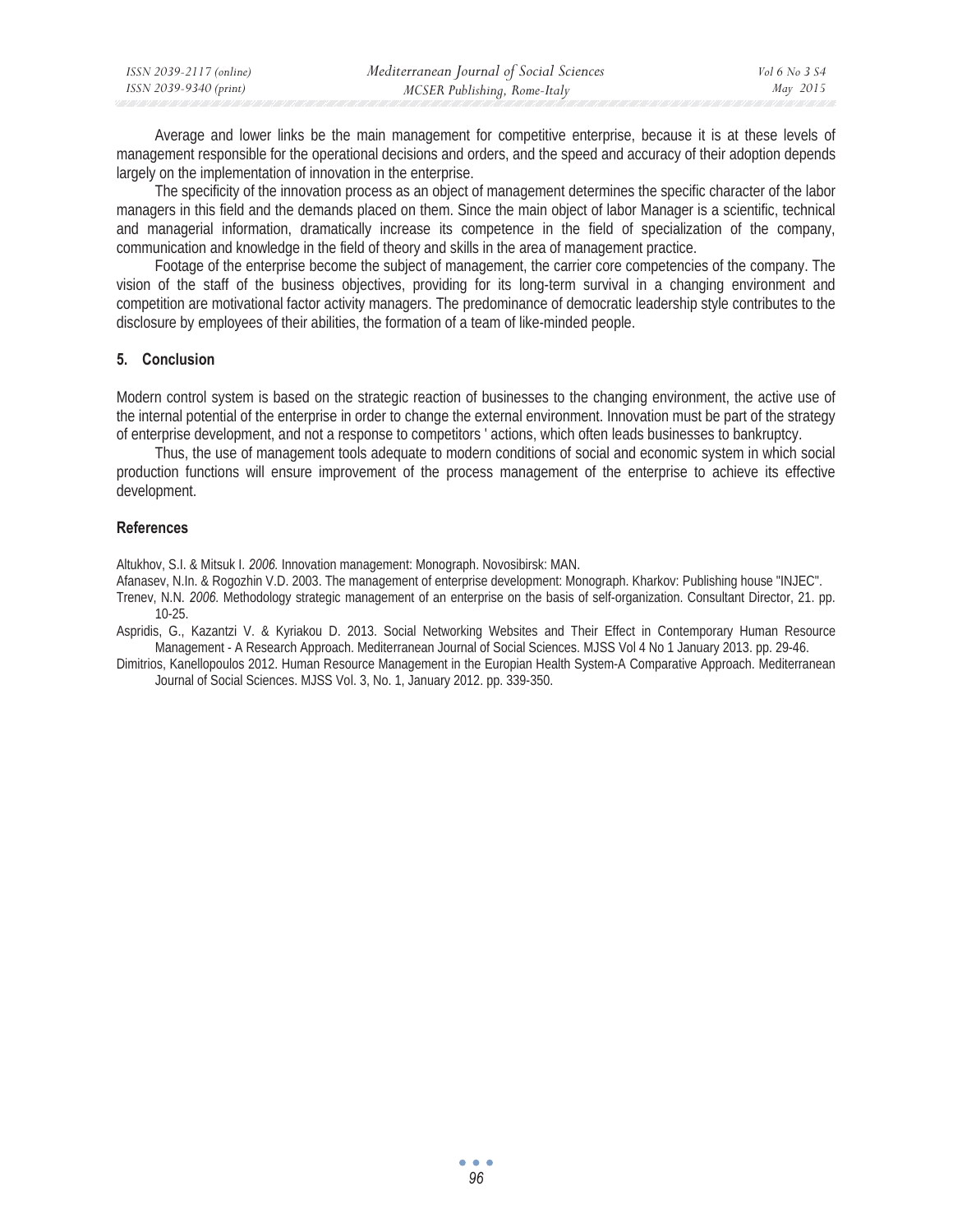Average and lower links be the main management for competitive enterprise, because it is at these levels of management responsible for the operational decisions and orders, and the speed and accuracy of their adoption depends largely on the implementation of innovation in the enterprise.

The specificity of the innovation process as an object of management determines the specific character of the labor managers in this field and the demands placed on them. Since the main object of labor Manager is a scientific, technical and managerial information, dramatically increase its competence in the field of specialization of the company, communication and knowledge in the field of theory and skills in the area of management practice.

Footage of the enterprise become the subject of management, the carrier core competencies of the company. The vision of the staff of the business objectives, providing for its long-term survival in a changing environment and competition are motivational factor activity managers. The predominance of democratic leadership style contributes to the disclosure by employees of their abilities, the formation of a team of like-minded people.

## 5. Conclusion

Modern control system is based on the strategic reaction of businesses to the changing environment, the active use of the internal potential of the enterprise in order to change the external environment. Innovation must be part of the strategy of enterprise development, and not a response to competitors ' actions, which often leads businesses to bankruptcy.

Thus, the use of management tools adequate to modern conditions of social and economic system in which social production functions will ensure improvement of the process management of the enterprise to achieve its effective development.

## References

Altukhov, S.I. & Mitsuk I. *2006.* Innovation management: Monograph. Novosibirsk: MAN.

Afanasev, N.In. & Rogozhin V.D. 2003. The management of enterprise development: Monograph. Kharkov: Publishing house "INJEC".

Trenev, N.N. *2006.* Methodology strategic management of an enterprise on the basis of self-organization. Consultant Director, 21. pp. 10-25.

Aspridis, G., Kazantzi V. & Kyriakou D. 2013. Social Networking Websites and Their Effect in Contemporary Human Resource Management - A Research Approach. Mediterranean Journal of Social Sciences. MJSS Vol 4 No 1 January 2013. pp. 29-46.

Dimitrios, Kanellopoulos 2012. Human Resource Management in the Europian Health System-A Comparative Approach. Mediterranean Journal of Social Sciences. MJSS Vol. 3, No. 1, January 2012. pp. 339-350.